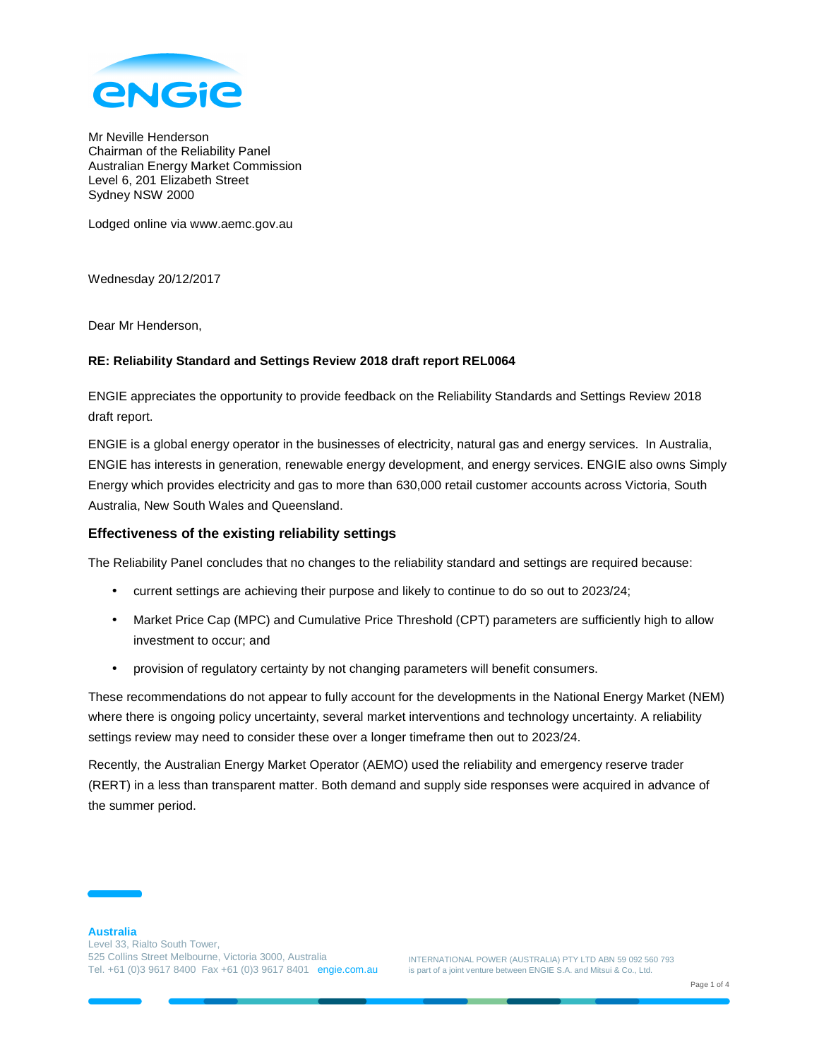Mr Neville Henderson
Chairman of the Reliability Panel
Australian Energy Market Commission
Level 6, 201 Elizabeth Street
Sydney NSW 2000

Lodged online via www.aemc.gov.au

Wednesday 20/12/2017

Dear Mr Henderson,

**RE: Reliability Standard and Settings Review 2018 draft report REL0064**

ENGIE appreciates the opportunity to provide feedback on the Reliability Standards and Settings Review 2018 draft report.

ENGIE is a global energy operator in the businesses of electricity, natural gas and energy services. In Australia, ENGIE has interests in generation, renewable energy development, and energy services. ENGIE also owns Simply Energy which provides electricity and gas to more than 630,000 retail customer accounts across Victoria, South Australia, New South Wales and Queensland.

### Effectiveness of the existing reliability settings

The Reliability Panel concludes that no changes to the reliability standard and settings are required because:

- current settings are achieving their purpose and likely to continue to do so out to 2023/24;
- Market Price Cap (MPC) and Cumulative Price Threshold (CPT) parameters are sufficiently high to allow investment to occur; and
- provision of regulatory certainty by not changing parameters will benefit consumers.

These recommendations do not appear to fully account for the developments in the National Energy Market (NEM) where there is ongoing policy uncertainty, several market interventions and technology uncertainty. A reliability settings review may need to consider these over a longer timeframe then out to 2023/24.

Recently, the Australian Energy Market Operator (AEMO) used the reliability and emergency reserve trader (RERT) in a less than transparent matter. Both demand and supply side responses were acquired in advance of the summer period.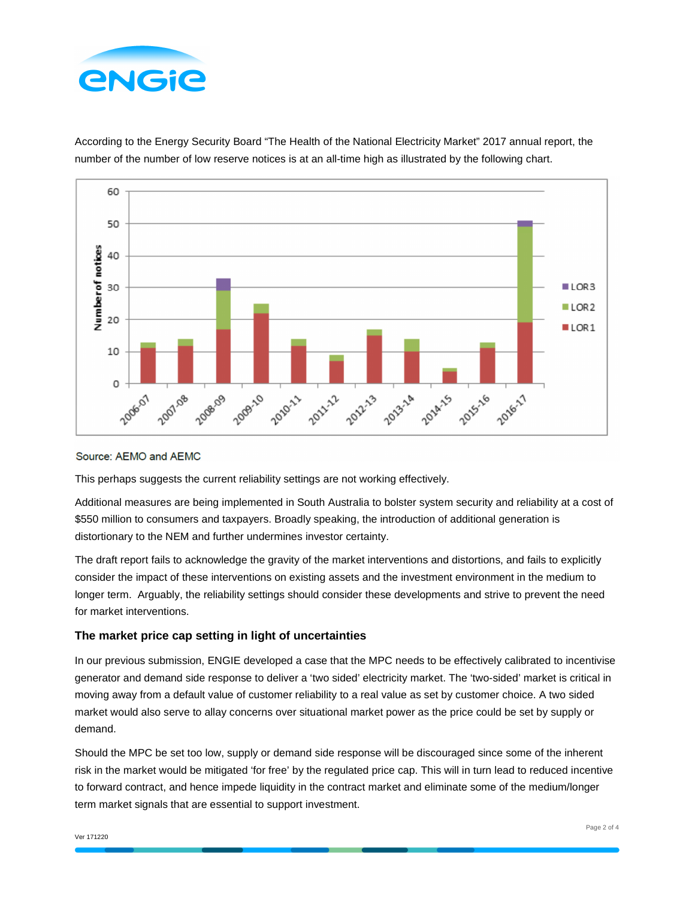According to the Energy Security Board "The Health of the National Electricity Market" 2017 annual report, the number of the number of low reserve notices is at an all-time high as illustrated by the following chart.

Source: AEMO and AEMC

This perhaps suggests the current reliability settings are not working effectively.

Additional measures are being implemented in South Australia to bolster system security and reliability at a cost of $550 million to consumers and taxpayers. Broadly speaking, the introduction of additional generation is distortionary to the NEM and further undermines investor certainty.

The draft report fails to acknowledge the gravity of the market interventions and distortions, and fails to explicitly consider the impact of these interventions on existing assets and the investment environment in the medium to longer term. Arguably, the reliability settings should consider these developments and strive to prevent the need for market interventions.

### The market price cap setting in light of uncertainties

In our previous submission, ENGIE developed a case that the MPC needs to be effectively calibrated to incentivise generator and demand side response to deliver a 'two sided' electricity market. The 'two-sided' market is critical in moving away from a default value of customer reliability to a real value as set by customer choice. A two sided market would also serve to allay concerns over situational market power as the price could be set by supply or demand.

Should the MPC be set too low, supply or demand side response will be discouraged since some of the inherent risk in the market would be mitigated 'for free' by the regulated price cap. This will in turn lead to reduced incentive to forward contract, and hence impede liquidity in the contract market and eliminate some of the medium/longer term market signals that are essential to support investment.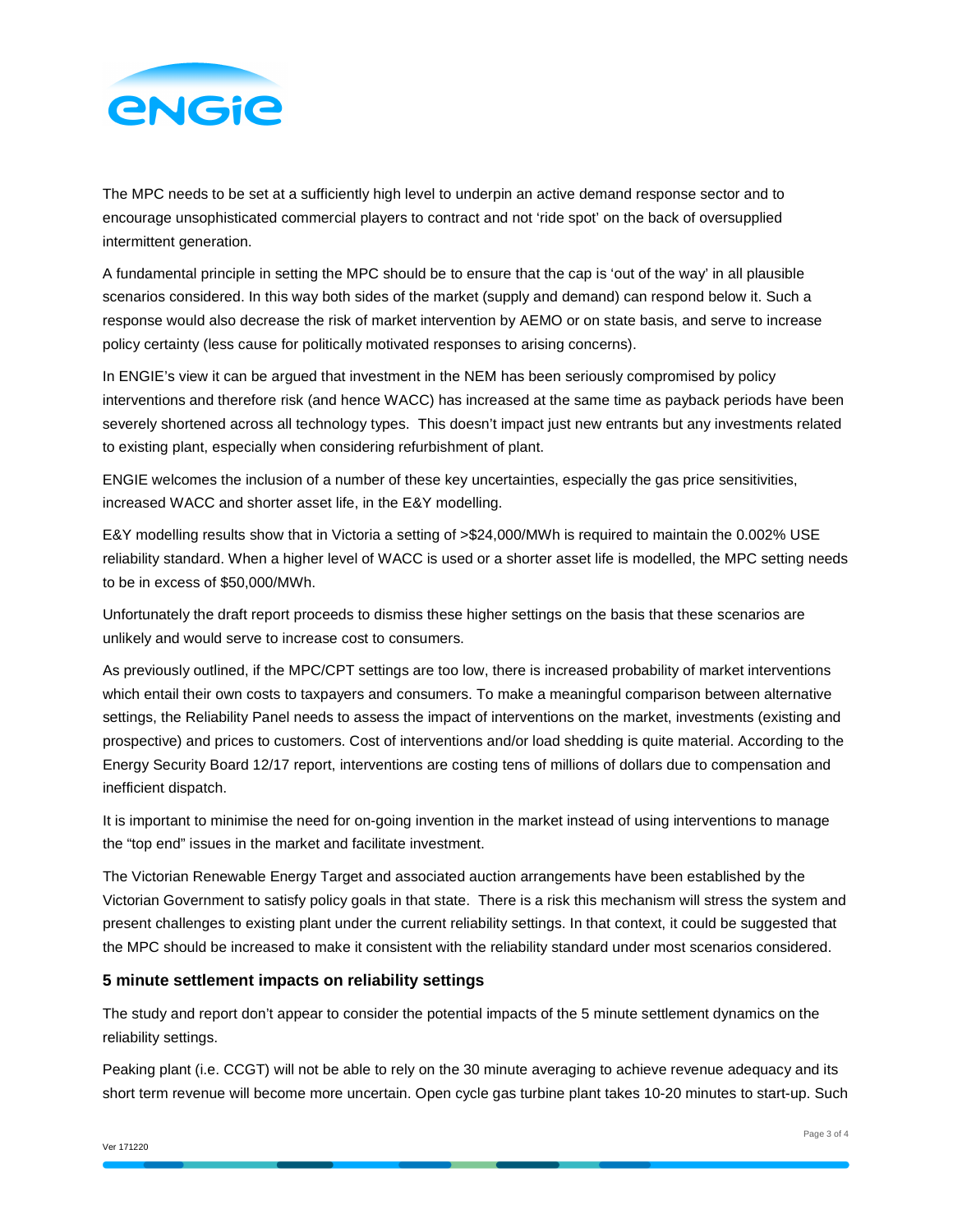The MPC needs to be set at a sufficiently high level to underpin an active demand response sector and to encourage unsophisticated commercial players to contract and not 'ride spot' on the back of oversupplied intermittent generation.

A fundamental principle in setting the MPC should be to ensure that the cap is 'out of the way' in all plausible scenarios considered. In this way both sides of the market (supply and demand) can respond below it. Such a response would also decrease the risk of market intervention by AEMO or on state basis, and serve to increase policy certainty (less cause for politically motivated responses to arising concerns).

In ENGIE's view it can be argued that investment in the NEM has been seriously compromised by policy interventions and therefore risk (and hence WACC) has increased at the same time as payback periods have been severely shortened across all technology types. This doesn't impact just new entrants but any investments related to existing plant, especially when considering refurbishment of plant.

ENGIE welcomes the inclusion of a number of these key uncertainties, especially the gas price sensitivities, increased WACC and shorter asset life, in the E&Y modelling.

E&Y modelling results show that in Victoria a setting of >$24,000/MWh is required to maintain the 0.002% USE reliability standard. When a higher level of WACC is used or a shorter asset life is modelled, the MPC setting needs to be in excess of $50,000/MWh.

Unfortunately the draft report proceeds to dismiss these higher settings on the basis that these scenarios are unlikely and would serve to increase cost to consumers.

As previously outlined, if the MPC/CPT settings are too low, there is increased probability of market interventions which entail their own costs to taxpayers and consumers. To make a meaningful comparison between alternative settings, the Reliability Panel needs to assess the impact of interventions on the market, investments (existing and prospective) and prices to customers. Cost of interventions and/or load shedding is quite material. According to the Energy Security Board 12/17 report, interventions are costing tens of millions of dollars due to compensation and inefficient dispatch.

It is important to minimise the need for on-going invention in the market instead of using interventions to manage the "top end" issues in the market and facilitate investment.

The Victorian Renewable Energy Target and associated auction arrangements have been established by the Victorian Government to satisfy policy goals in that state. There is a risk this mechanism will stress the system and present challenges to existing plant under the current reliability settings. In that context, it could be suggested that the MPC should be increased to make it consistent with the reliability standard under most scenarios considered.

### 5 minute settlement impacts on reliability settings

The study and report don't appear to consider the potential impacts of the 5 minute settlement dynamics on the reliability settings.

Peaking plant (i.e. CCGT) will not be able to rely on the 30 minute averaging to achieve revenue adequacy and its short term revenue will become more uncertain. Open cycle gas turbine plant takes 10-20 minutes to start-up. Such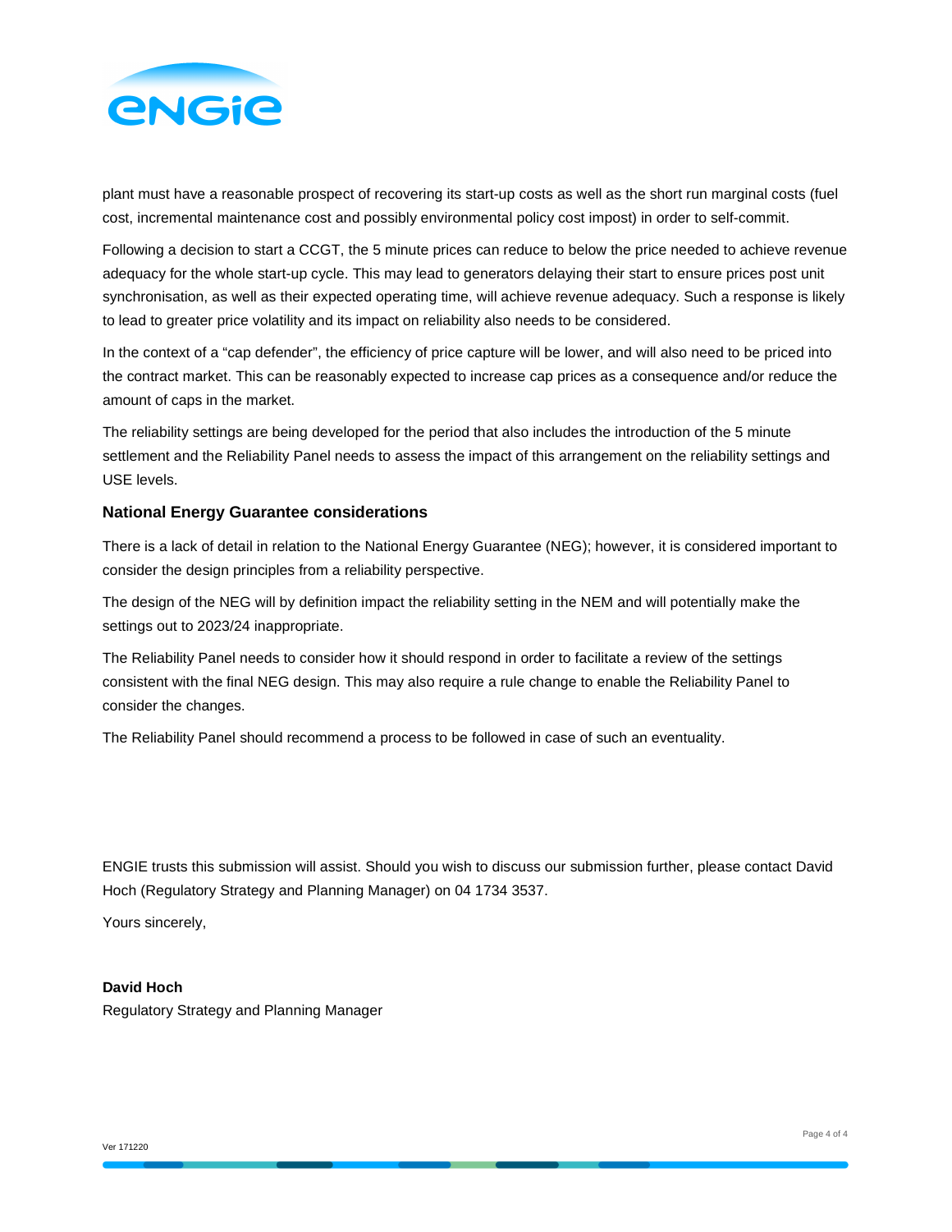plant must have a reasonable prospect of recovering its start-up costs as well as the short run marginal costs (fuel cost, incremental maintenance cost and possibly environmental policy cost impost) in order to self-commit.

Following a decision to start a CCGT, the 5 minute prices can reduce to below the price needed to achieve revenue adequacy for the whole start-up cycle. This may lead to generators delaying their start to ensure prices post unit synchronisation, as well as their expected operating time, will achieve revenue adequacy. Such a response is likely to lead to greater price volatility and its impact on reliability also needs to be considered.

In the context of a "cap defender", the efficiency of price capture will be lower, and will also need to be priced into the contract market. This can be reasonably expected to increase cap prices as a consequence and/or reduce the amount of caps in the market.

The reliability settings are being developed for the period that also includes the introduction of the 5 minute settlement and the Reliability Panel needs to assess the impact of this arrangement on the reliability settings and USE levels.

### National Energy Guarantee considerations

There is a lack of detail in relation to the National Energy Guarantee (NEG); however, it is considered important to consider the design principles from a reliability perspective.

The design of the NEG will by definition impact the reliability setting in the NEM and will potentially make the settings out to 2023/24 inappropriate.

The Reliability Panel needs to consider how it should respond in order to facilitate a review of the settings consistent with the final NEG design. This may also require a rule change to enable the Reliability Panel to consider the changes.

The Reliability Panel should recommend a process to be followed in case of such an eventuality.

ENGIE trusts this submission will assist. Should you wish to discuss our submission further, please contact David Hoch (Regulatory Strategy and Planning Manager) on 04 1734 3537.

Yours sincerely,

**David Hoch**
Regulatory Strategy and Planning Manager